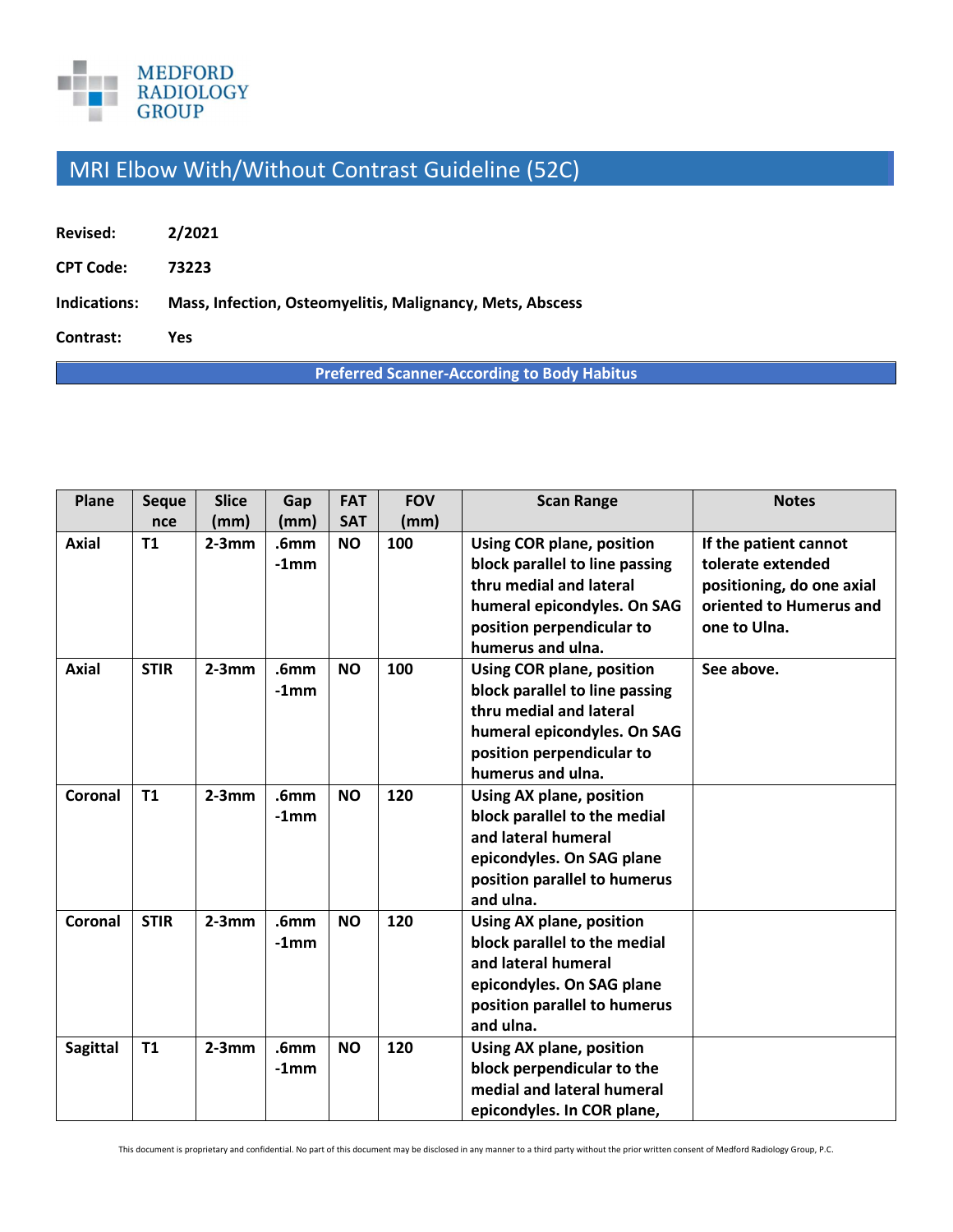MEDFORD RADIOLOGY GROUP

# MRI Elbow With/Without Contrast Guideline (52C)

**Revised:** 2/2021

**CPT Code:** 73223

**Indications:** Mass, Infection, Osteomyelitis, Malignancy, Mets, Abscess

**Contrast:** Yes

**Preferred Scanner-According to Body Habitus**

| Plane | Sequence | Slice (mm) | Gap (mm) | FAT SAT | FOV (mm) | Scan Range | Notes |
|---|---|---|---|---|---|---|---|
| Axial | T1 | 2-3mm | .6mm -1mm | NO | 100 | Using COR plane, position block parallel to line passing thru medial and lateral humeral epicondyles. On SAG position perpendicular to humerus and ulna. | If the patient cannot tolerate extended positioning, do one axial oriented to Humerus and one to Ulna. |
| Axial | STIR | 2-3mm | .6mm -1mm | NO | 100 | Using COR plane, position block parallel to line passing thru medial and lateral humeral epicondyles. On SAG position perpendicular to humerus and ulna. | See above. |
| Coronal | T1 | 2-3mm | .6mm -1mm | NO | 120 | Using AX plane, position block parallel to the medial and lateral humeral epicondyles. On SAG plane position parallel to humerus and ulna. | |
| Coronal | STIR | 2-3mm | .6mm -1mm | NO | 120 | Using AX plane, position block parallel to the medial and lateral humeral epicondyles. On SAG plane position parallel to humerus and ulna. | |
| Sagittal | T1 | 2-3mm | .6mm -1mm | NO | 120 | Using AX plane, position block perpendicular to the medial and lateral humeral epicondyles. In COR plane, | |

This document is proprietary and confidential. No part of this document may be disclosed in any manner to a third party without the prior written consent of Medford Radiology Group, P.C.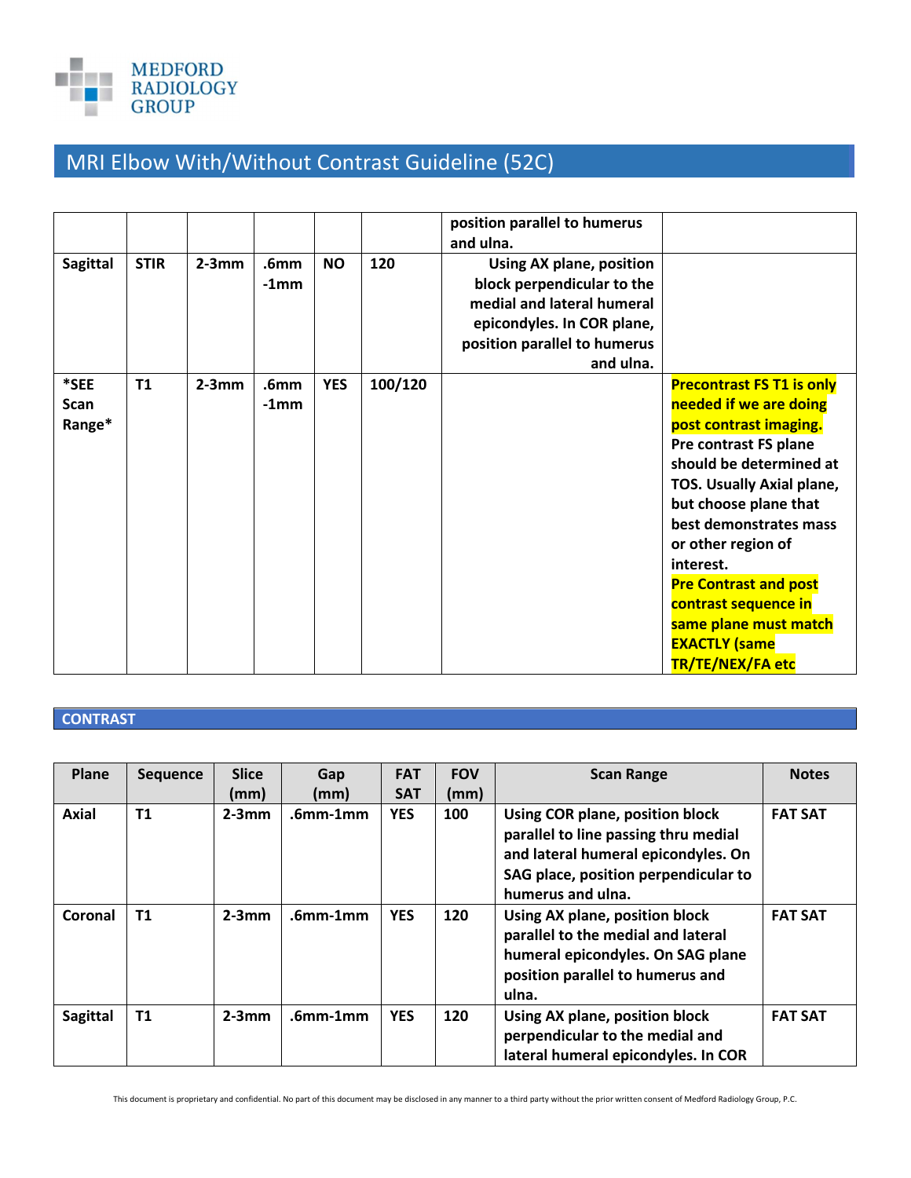# MRI Elbow With/Without Contrast Guideline (52C)

| | | | | | | | |
|---|---|---|---|---|---|---|---|
| | | | | | | position parallel to humerus and ulna. | |
| **Sagittal** | **STIR** | **2-3mm** | **.6mm -1mm** | **NO** | **120** | **Using AX plane, position block perpendicular to the medial and lateral humeral epicondyles. In COR plane, position parallel to humerus and ulna.** | |
| **\*SEE Scan Range\*** | **T1** | **2-3mm** | **.6mm -1mm** | **YES** | **100/120** | | **Precontrast FS T1 is only needed if we are doing post contrast imaging. Pre contrast FS plane should be determined at TOS. Usually Axial plane, but choose plane that best demonstrates mass or other region of interest. Pre Contrast and post contrast sequence in same plane must match EXACTLY (same TR/TE/NEX/FA etc** |

## CONTRAST

| Plane | Sequence | Slice (mm) | Gap (mm) | FAT SAT | FOV (mm) | Scan Range | Notes |
|---|---|---|---|---|---|---|---|
| **Axial** | **T1** | **2-3mm** | **.6mm-1mm** | **YES** | **100** | **Using COR plane, position block parallel to line passing thru medial and lateral humeral epicondyles. On SAG place, position perpendicular to humerus and ulna.** | **FAT SAT** |
| **Coronal** | **T1** | **2-3mm** | **.6mm-1mm** | **YES** | **120** | **Using AX plane, position block parallel to the medial and lateral humeral epicondyles. On SAG plane position parallel to humerus and ulna.** | **FAT SAT** |
| **Sagittal** | **T1** | **2-3mm** | **.6mm-1mm** | **YES** | **120** | **Using AX plane, position block perpendicular to the medial and lateral humeral epicondyles. In COR** | **FAT SAT** |

This document is proprietary and confidential. No part of this document may be disclosed in any manner to a third party without the prior written consent of Medford Radiology Group, P.C.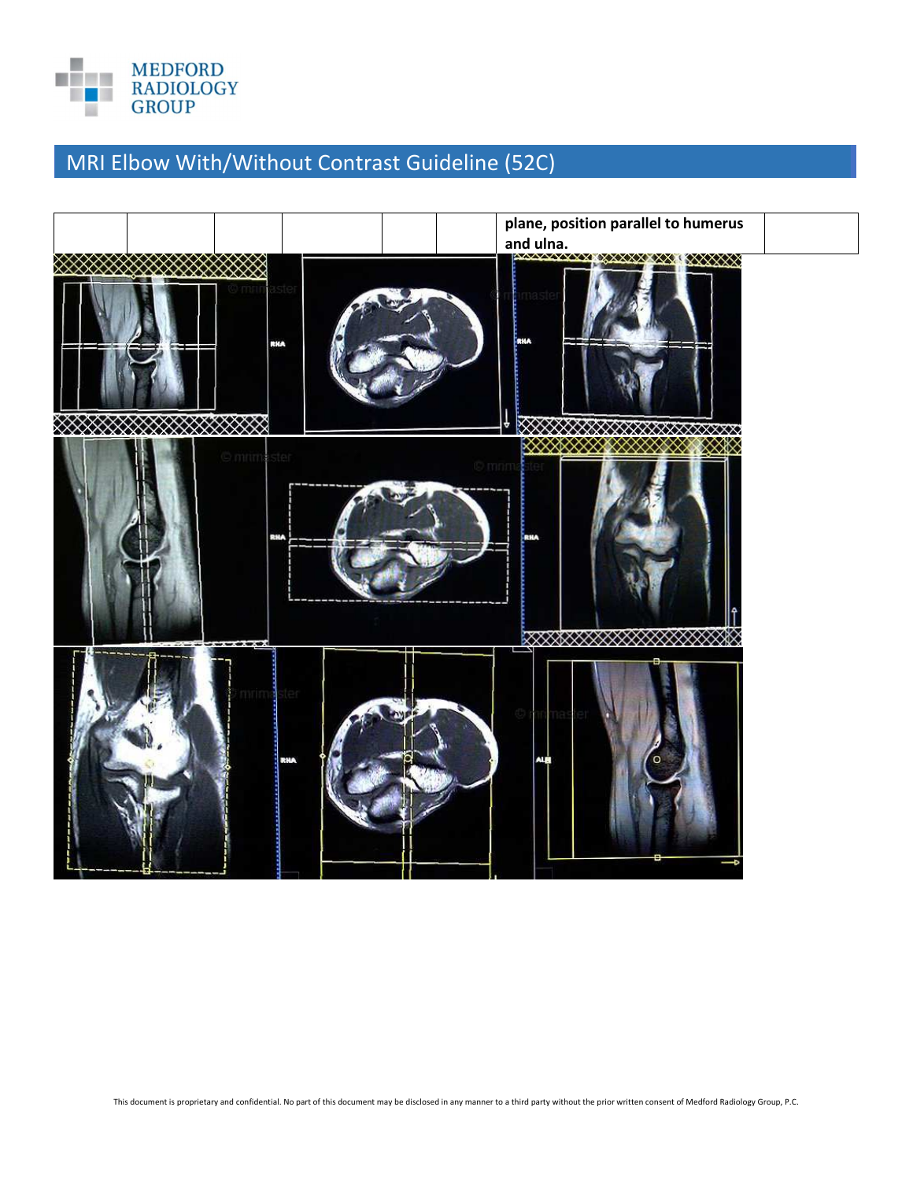# MRI Elbow With/Without Contrast Guideline (52C)

| | | | | | | | |
|---|---|---|---|---|---|---|---|
| | | | | | | **plane, position parallel to humerus and ulna.** | |